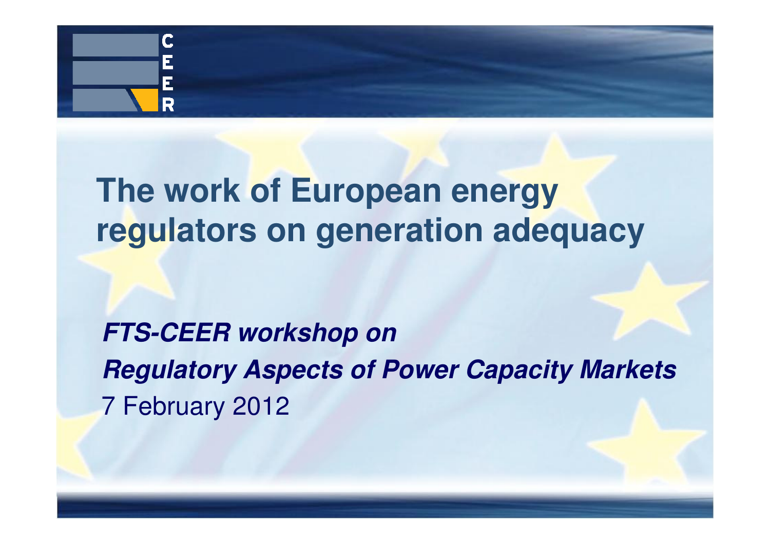# The work of European energy regulators on generation adequacy

***FTS-CEER workshop on***

***Regulatory Aspects of Power Capacity Markets***

7 February 2012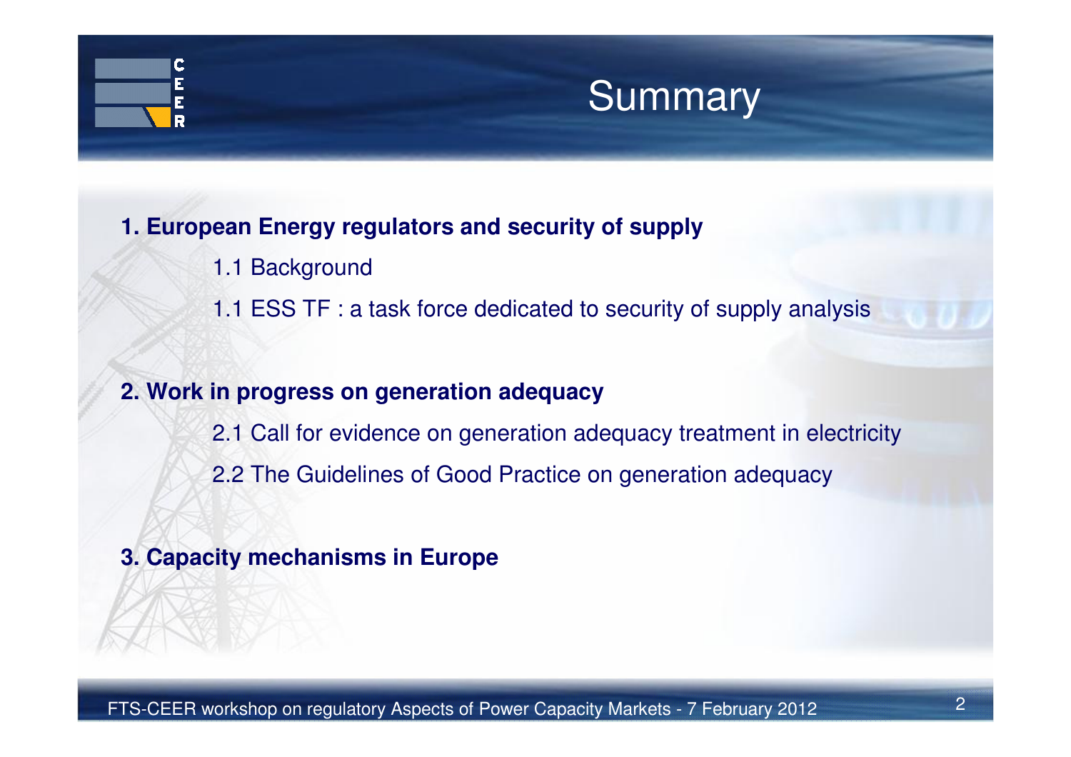# Summary

**1. European Energy regulators and security of supply**

1.1 Background

1.1 ESS TF : a task force dedicated to security of supply analysis

**2. Work in progress on generation adequacy**

2.1 Call for evidence on generation adequacy treatment in electricity

2.2 The Guidelines of Good Practice on generation adequacy

**3. Capacity mechanisms in Europe**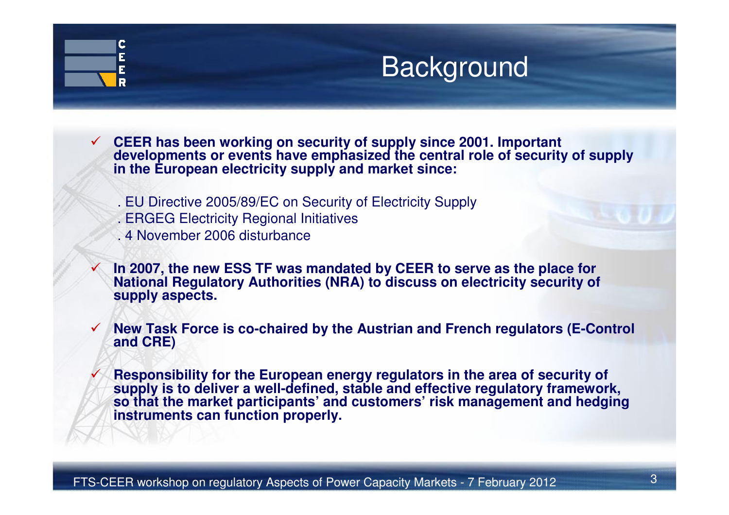# Background

- **CEER has been working on security of supply since 2001. Important developments or events have emphasized the central role of security of supply in the European electricity supply and market since:**

  . EU Directive 2005/89/EC on Security of Electricity Supply
  . ERGEG Electricity Regional Initiatives
  . 4 November 2006 disturbance

- **In 2007, the new ESS TF was mandated by CEER to serve as the place for National Regulatory Authorities (NRA) to discuss on electricity security of supply aspects.**

- **New Task Force is co-chaired by the Austrian and French regulators (E-Control and CRE)**

- **Responsibility for the European energy regulators in the area of security of supply is to deliver a well-defined, stable and effective regulatory framework, so that the market participants' and customers' risk management and hedging instruments can function properly.**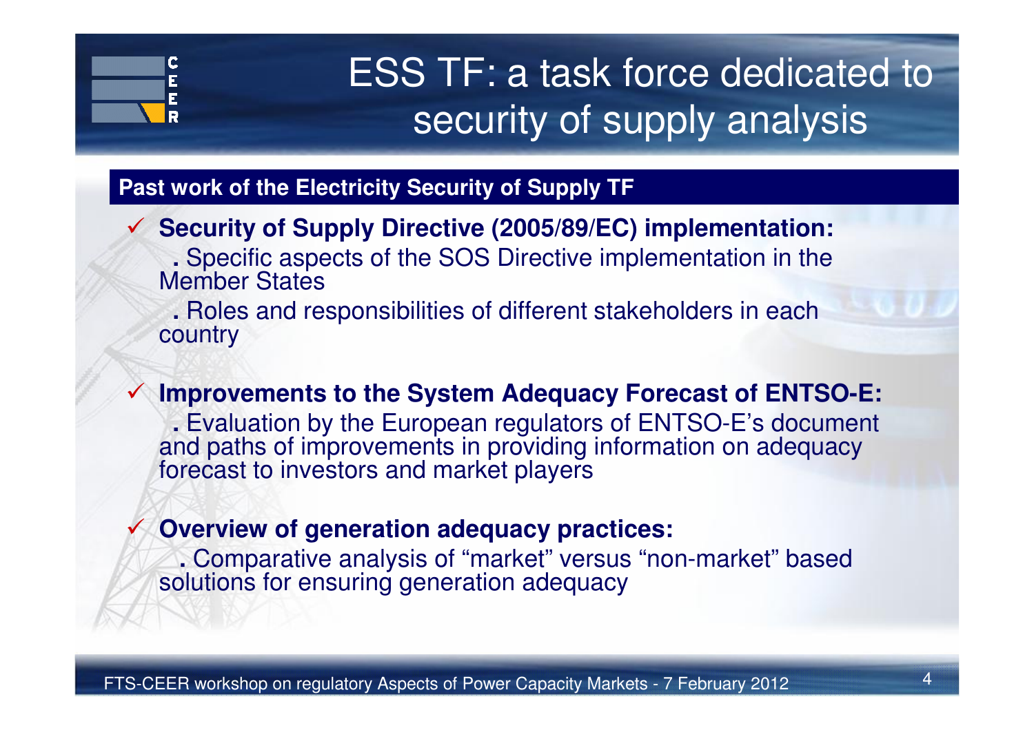# ESS TF: a task force dedicated to security of supply analysis

## Past work of the Electricity Security of Supply TF

- **Security of Supply Directive (2005/89/EC) implementation:**
  - Specific aspects of the SOS Directive implementation in the Member States
  - Roles and responsibilities of different stakeholders in each country

- **Improvements to the System Adequacy Forecast of ENTSO-E:**
  - Evaluation by the European regulators of ENTSO-E's document and paths of improvements in providing information on adequacy forecast to investors and market players

- **Overview of generation adequacy practices:**
  - Comparative analysis of "market" versus "non-market" based solutions for ensuring generation adequacy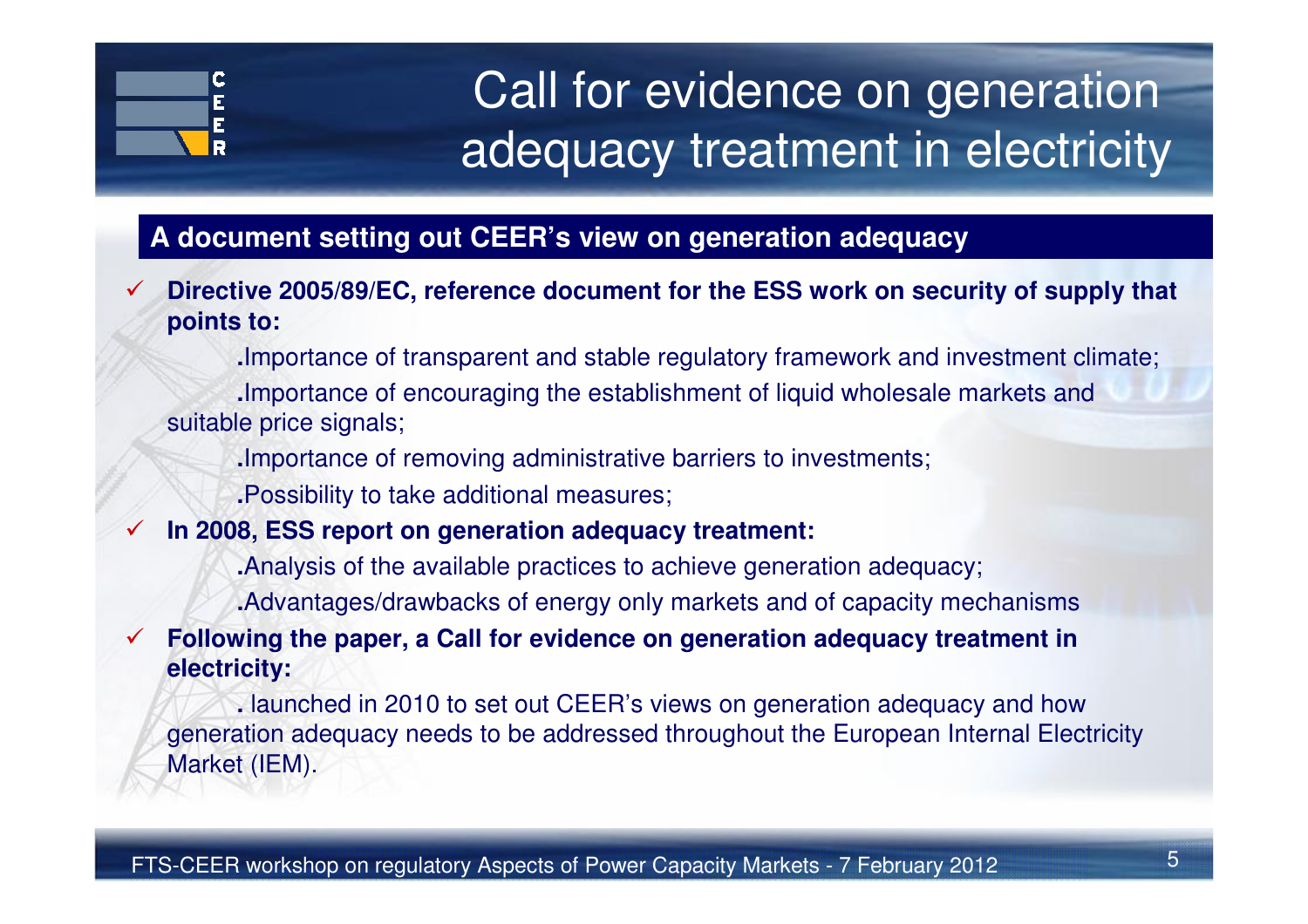# Call for evidence on generation adequacy treatment in electricity

## A document setting out CEER's view on generation adequacy

- **Directive 2005/89/EC, reference document for the ESS work on security of supply that points to:**
  - Importance of transparent and stable regulatory framework and investment climate;
  - Importance of encouraging the establishment of liquid wholesale markets and suitable price signals;
  - Importance of removing administrative barriers to investments;
  - Possibility to take additional measures;
- **In 2008, ESS report on generation adequacy treatment:**
  - Analysis of the available practices to achieve generation adequacy;
  - Advantages/drawbacks of energy only markets and of capacity mechanisms
- **Following the paper, a Call for evidence on generation adequacy treatment in electricity:**
  - launched in 2010 to set out CEER's views on generation adequacy and how generation adequacy needs to be addressed throughout the European Internal Electricity Market (IEM).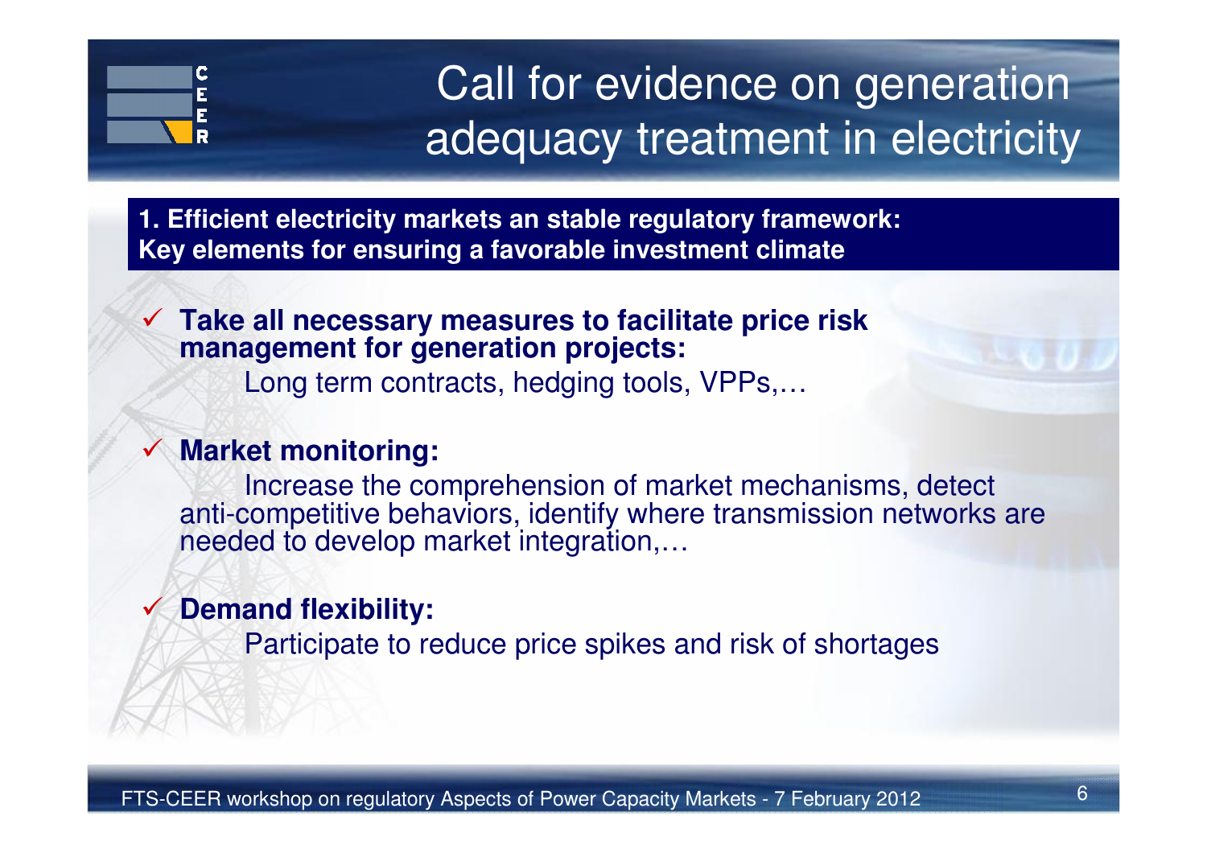# Call for evidence on generation adequacy treatment in electricity

**1. Efficient electricity markets an stable regulatory framework: Key elements for ensuring a favorable investment climate**

- ✓ **Take all necessary measures to facilitate price risk management for generation projects:**

  Long term contracts, hedging tools, VPPs,…

- ✓ **Market monitoring:**

  Increase the comprehension of market mechanisms, detect anti-competitive behaviors, identify where transmission networks are needed to develop market integration,…

- ✓ **Demand flexibility:**

  Participate to reduce price spikes and risk of shortages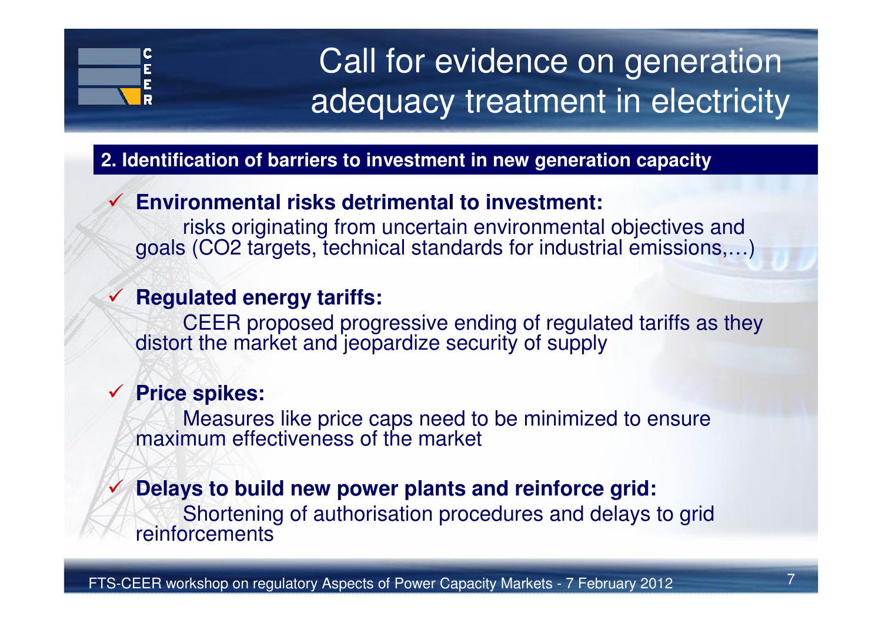# Call for evidence on generation adequacy treatment in electricity

## 2. Identification of barriers to investment in new generation capacity

- **Environmental risks detrimental to investment:**
  risks originating from uncertain environmental objectives and goals ($CO_2$ targets, technical standards for industrial emissions,…)

- **Regulated energy tariffs:**
  CEER proposed progressive ending of regulated tariffs as they distort the market and jeopardize security of supply

- **Price spikes:**
  Measures like price caps need to be minimized to ensure maximum effectiveness of the market

- **Delays to build new power plants and reinforce grid:**
  Shortening of authorisation procedures and delays to grid reinforcements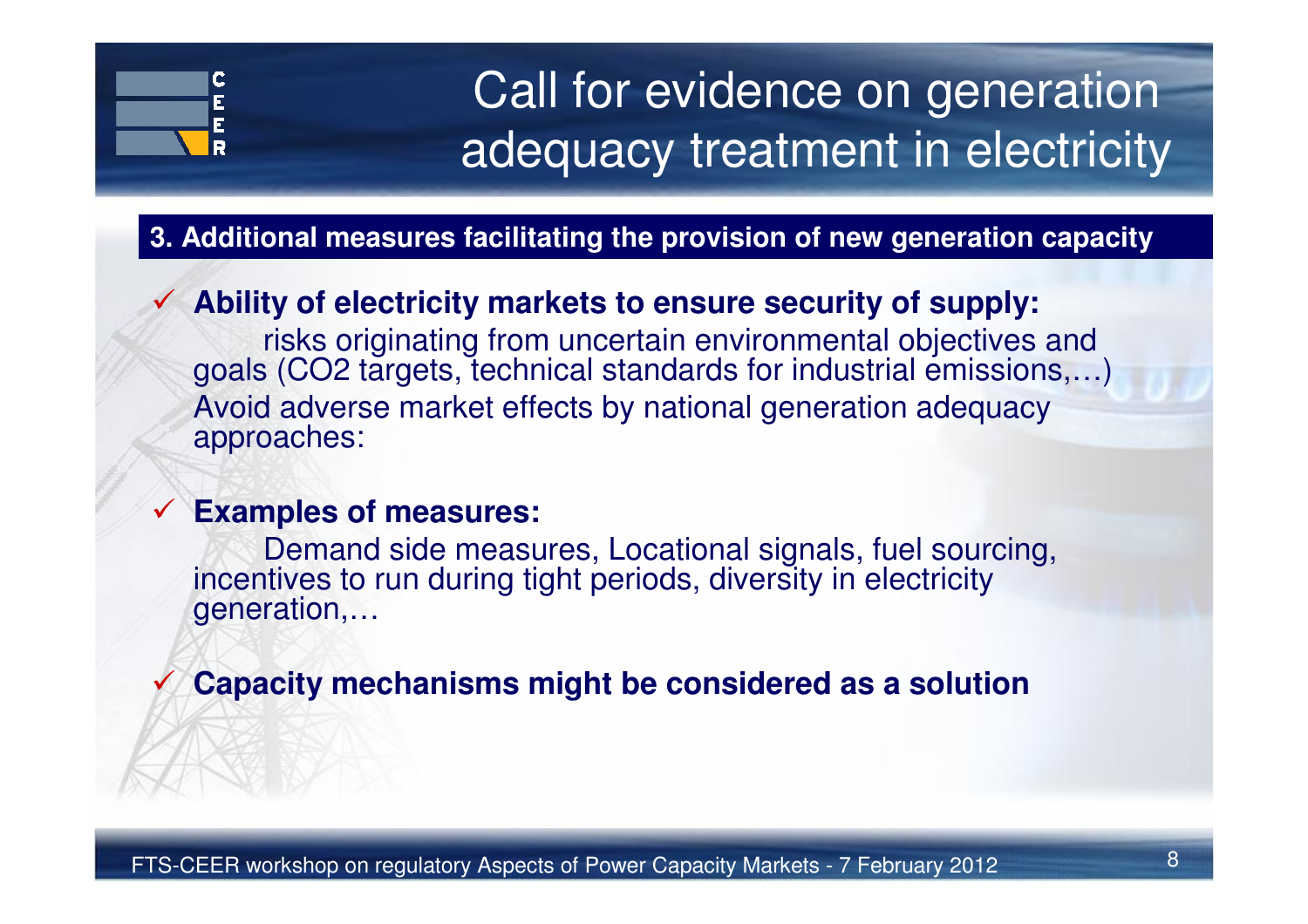# Call for evidence on generation adequacy treatment in electricity

## 3. Additional measures facilitating the provision of new generation capacity

- **Ability of electricity markets to ensure security of supply:**
  risks originating from uncertain environmental objectives and goals ($CO_2$ targets, technical standards for industrial emissions,…)
  Avoid adverse market effects by national generation adequacy approaches:

- **Examples of measures:**
  Demand side measures, Locational signals, fuel sourcing, incentives to run during tight periods, diversity in electricity generation,…

- **Capacity mechanisms might be considered as a solution**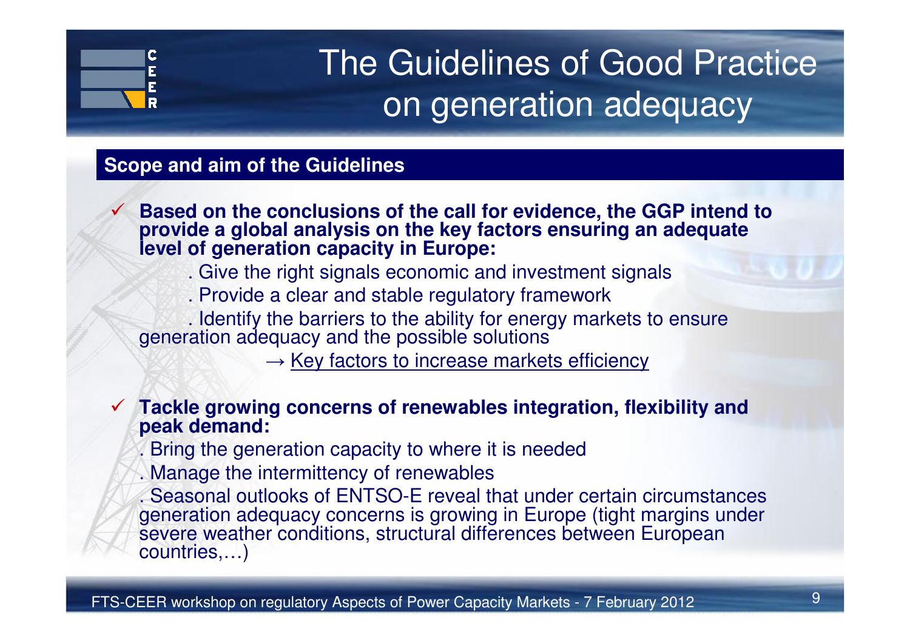# The Guidelines of Good Practice on generation adequacy

## Scope and aim of the Guidelines

- **Based on the conclusions of the call for evidence, the GGP intend to provide a global analysis on the key factors ensuring an adequate level of generation capacity in Europe:**
  - . Give the right signals economic and investment signals
  - . Provide a clear and stable regulatory framework
  - . Identify the barriers to the ability for energy markets to ensure generation adequacy and the possible solutions

  → <u>Key factors to increase markets efficiency</u>

- **Tackle growing concerns of renewables integration, flexibility and peak demand:**
  - . Bring the generation capacity to where it is needed
  - . Manage the intermittency of renewables
  - . Seasonal outlooks of ENTSO-E reveal that under certain circumstances generation adequacy concerns is growing in Europe (tight margins under severe weather conditions, structural differences between European countries,…)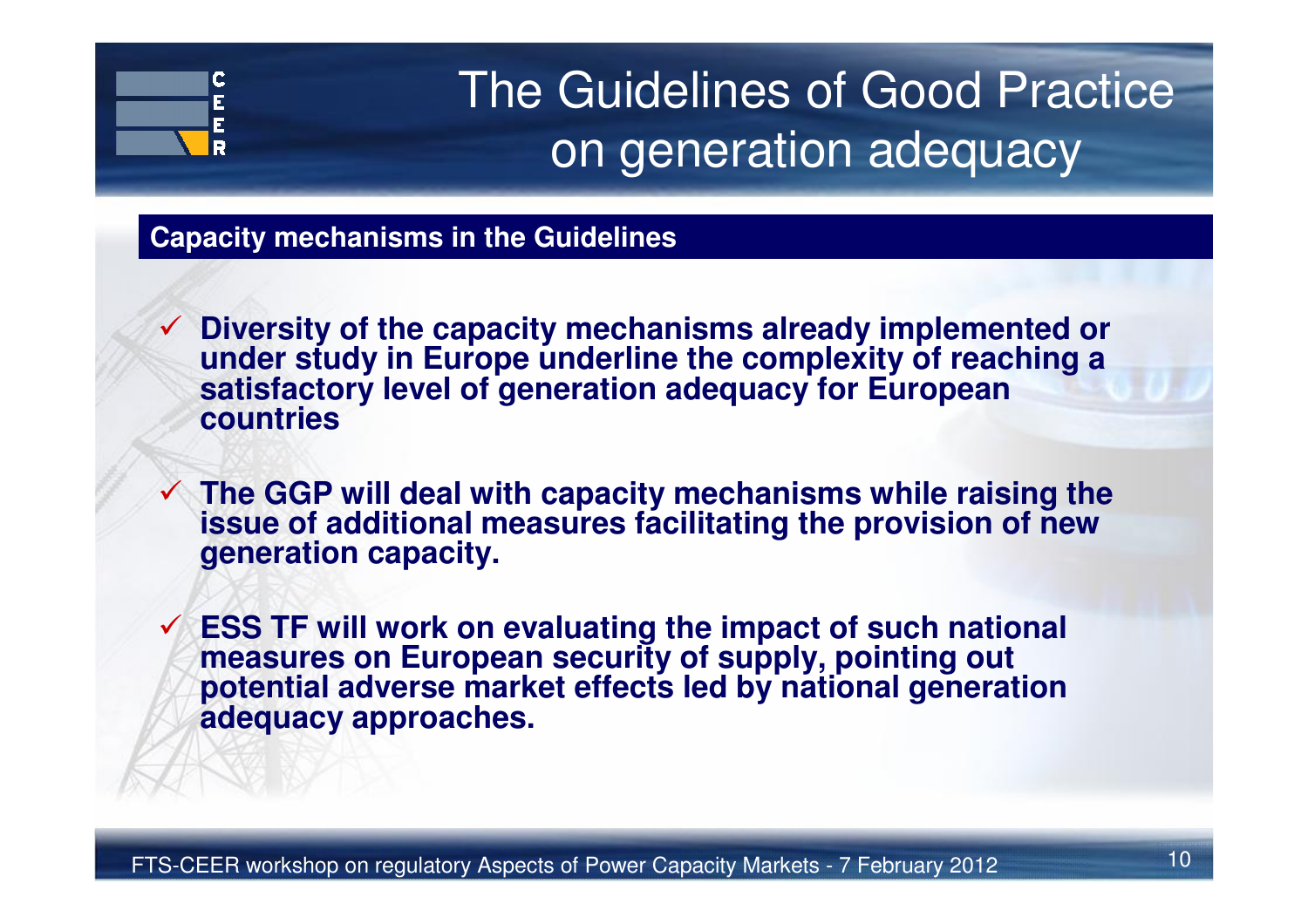# The Guidelines of Good Practice on generation adequacy

## Capacity mechanisms in the Guidelines

- **Diversity of the capacity mechanisms already implemented or under study in Europe underline the complexity of reaching a satisfactory level of generation adequacy for European countries**
- **The GGP will deal with capacity mechanisms while raising the issue of additional measures facilitating the provision of new generation capacity.**
- **ESS TF will work on evaluating the impact of such national measures on European security of supply, pointing out potential adverse market effects led by national generation adequacy approaches.**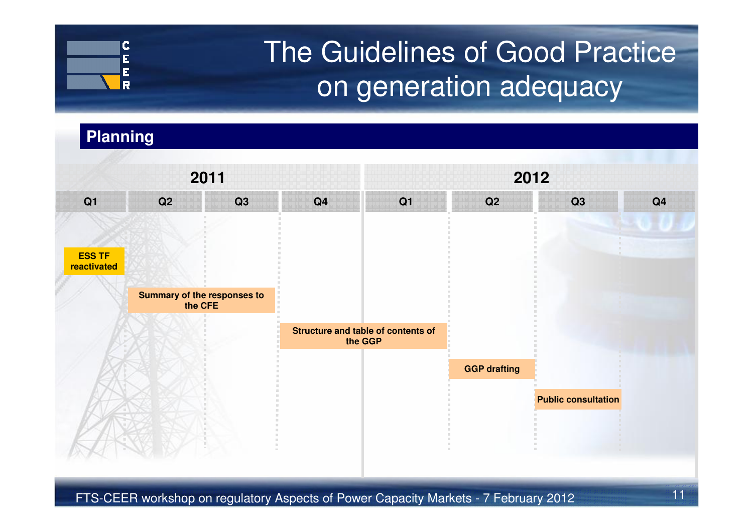# The Guidelines of Good Practice on generation adequacy

## Planning

| 2011 | | | | 2012 | | | |
|---|---|---|---|---|---|---|---|
| Q1 | Q2 | Q3 | Q4 | Q1 | Q2 | Q3 | Q4 |
| ESS TF reactivated | | | | | | | |
| | Summary of the responses to the CFE | | | | | | |
| | | | Structure and table of contents of the GGP | | | | |
| | | | | | GGP drafting | | |
| | | | | | | Public consultation | |

FTS-CEER workshop on regulatory Aspects of Power Capacity Markets - 7 February 2012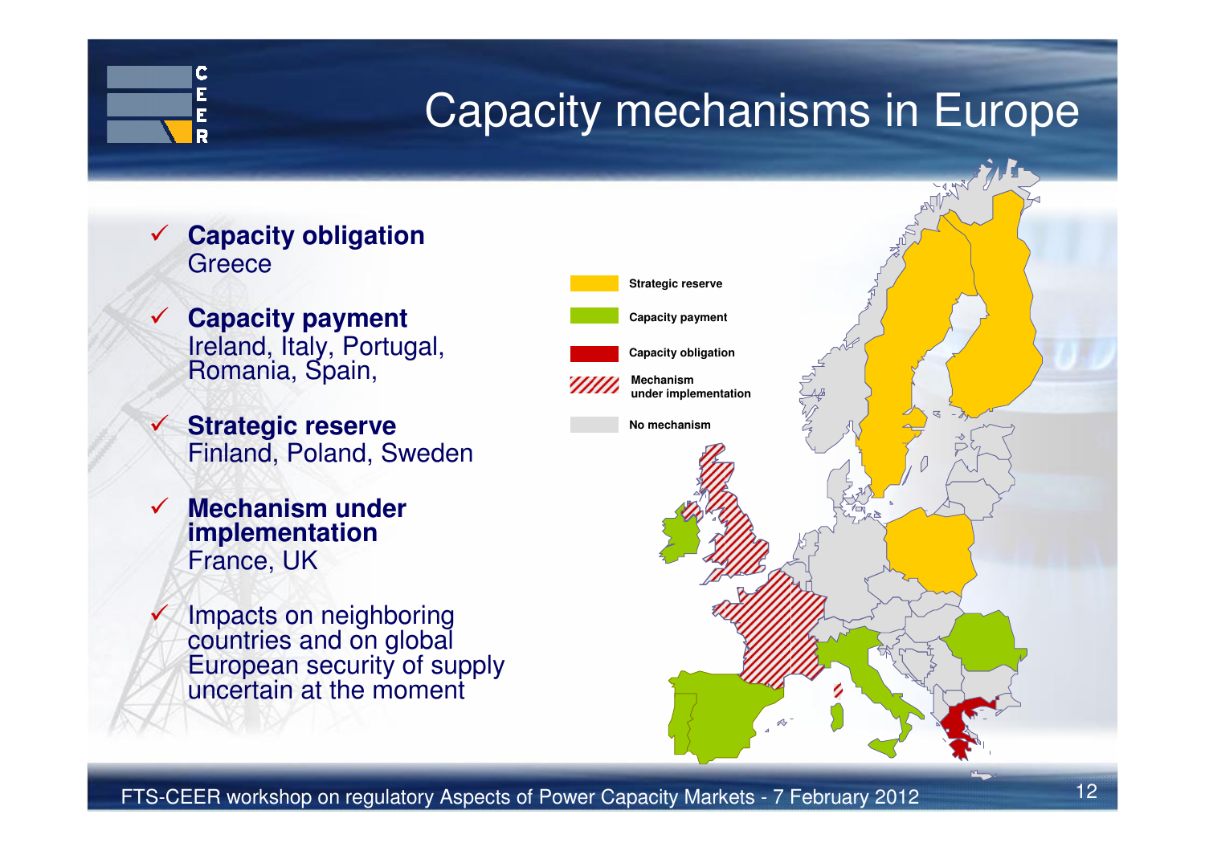# Capacity mechanisms in Europe

- **Capacity obligation**
  Greece
- **Capacity payment**
  Ireland, Italy, Portugal, Romania, Spain,
- **Strategic reserve**
  Finland, Poland, Sweden
- **Mechanism under implementation**
  France, UK
- Impacts on neighboring countries and on global European security of supply uncertain at the moment

Strategic reserve

Capacity payment

Capacity obligation

Mechanism under implementation

No mechanism

FTS-CEER workshop on regulatory Aspects of Power Capacity Markets - 7 February 2012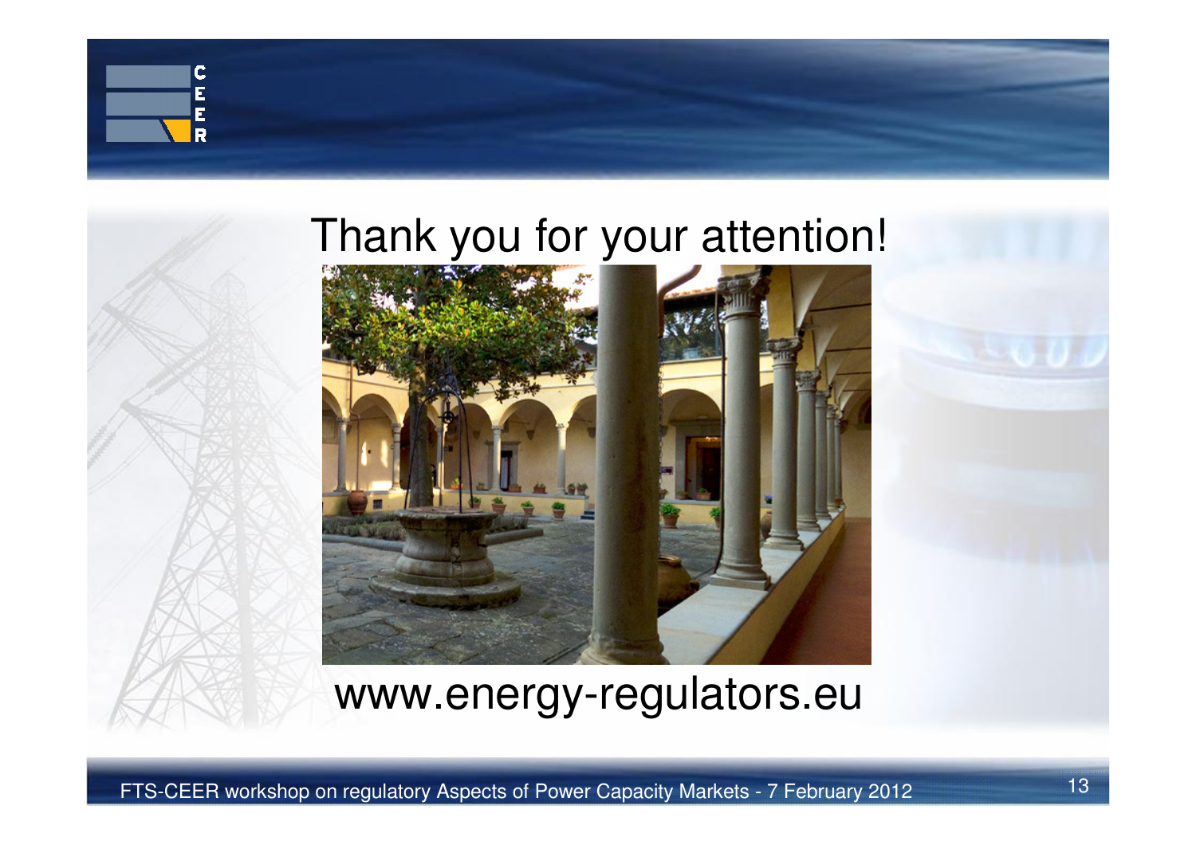# Thank you for your attention!

www.energy-regulators.eu